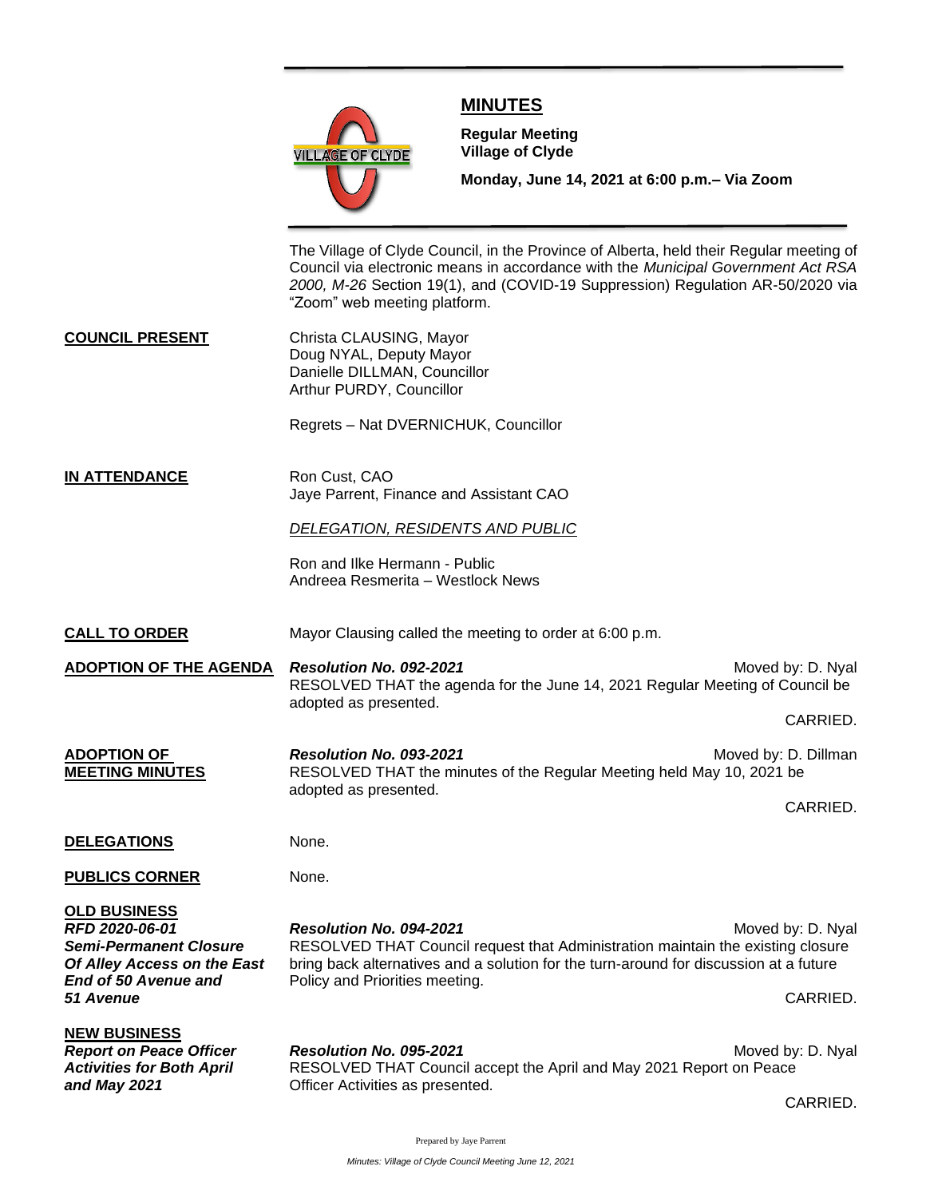# MINUTES

**Regular Meeting**
**Village of Clyde**

**Monday, June 14, 2021 at 6:00 p.m.– Via Zoom**

The Village of Clyde Council, in the Province of Alberta, held their Regular meeting of Council via electronic means in accordance with the *Municipal Government Act RSA 2000, M-26* Section 19(1), and (COVID-19 Suppression) Regulation AR-50/2020 via "Zoom" web meeting platform.

**COUNCIL PRESENT**

Christa CLAUSING, Mayor
Doug NYAL, Deputy Mayor
Danielle DILLMAN, Councillor
Arthur PURDY, Councillor

Regrets – Nat DVERNICHUK, Councillor

**IN ATTENDANCE**

Ron Cust, CAO
Jaye Parrent, Finance and Assistant CAO

*DELEGATION, RESIDENTS AND PUBLIC*

Ron and Ilke Hermann - Public
Andreea Resmerita – Westlock News

**CALL TO ORDER**

Mayor Clausing called the meeting to order at 6:00 p.m.

**ADOPTION OF THE AGENDA**

***Resolution No. 092-2021*** Moved by: D. Nyal
RESOLVED THAT the agenda for the June 14, 2021 Regular Meeting of Council be adopted as presented.

CARRIED.

**ADOPTION OF MEETING MINUTES**

***Resolution No. 093-2021*** Moved by: D. Dillman
RESOLVED THAT the minutes of the Regular Meeting held May 10, 2021 be adopted as presented.

CARRIED.

**DELEGATIONS**

None.

**PUBLICS CORNER**

None.

**OLD BUSINESS**

***RFD 2020-06-01***
***Semi-Permanent Closure Of Alley Access on the East End of 50 Avenue and 51 Avenue***

***Resolution No. 094-2021*** Moved by: D. Nyal
RESOLVED THAT Council request that Administration maintain the existing closure bring back alternatives and a solution for the turn-around for discussion at a future Policy and Priorities meeting.

CARRIED.

**NEW BUSINESS**

***Report on Peace Officer Activities for Both April and May 2021***

***Resolution No. 095-2021*** Moved by: D. Nyal
RESOLVED THAT Council accept the April and May 2021 Report on Peace Officer Activities as presented.

CARRIED.

Prepared by Jaye Parrent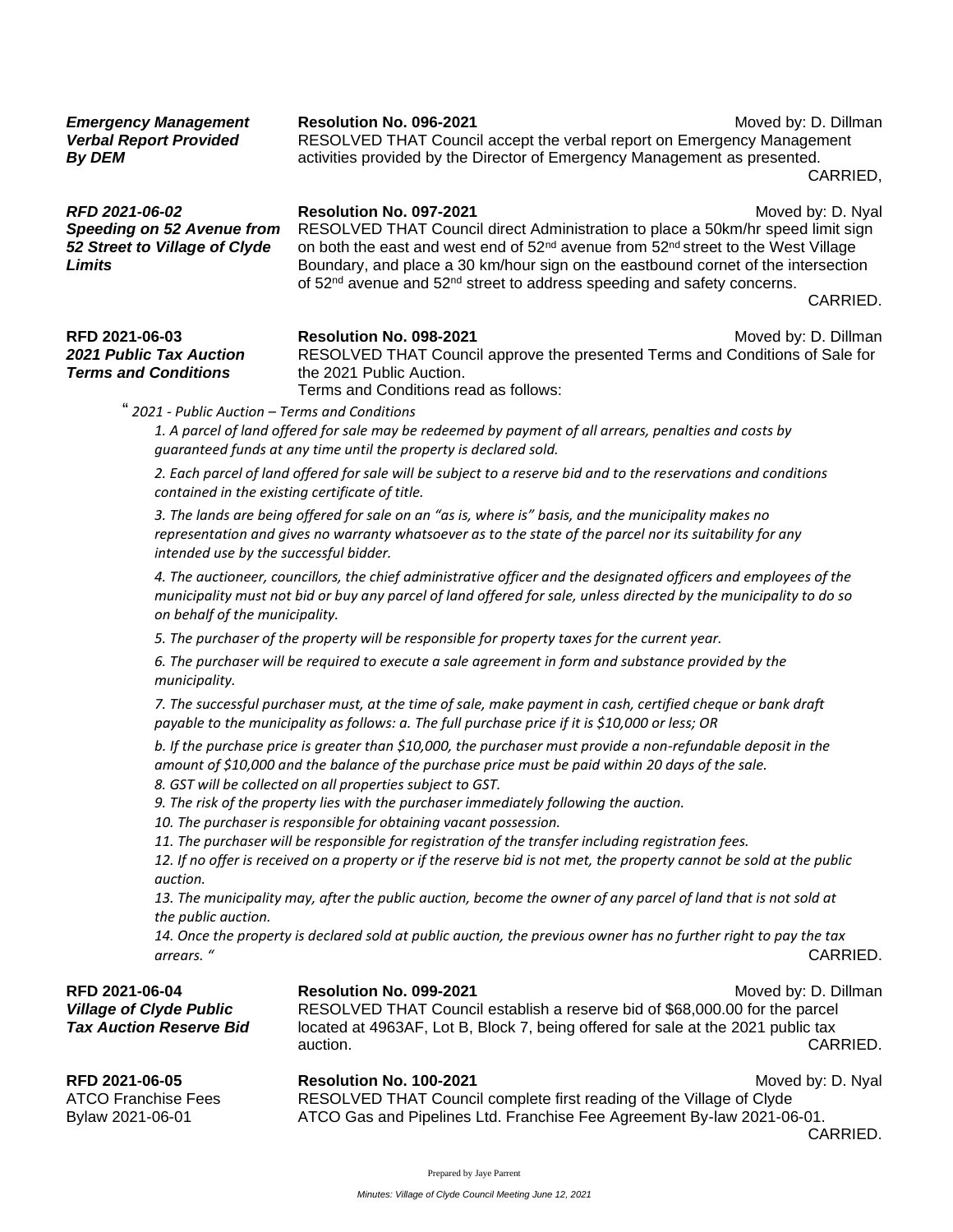***Emergency Management Verbal Report Provided By DEM***

**Resolution No. 096-2021** Moved by: D. Dillman

RESOLVED THAT Council accept the verbal report on Emergency Management activities provided by the Director of Emergency Management as presented.

CARRIED,

***RFD 2021-06-02 Speeding on 52 Avenue from 52 Street to Village of Clyde Limits***

**Resolution No. 097-2021** Moved by: D. Nyal

RESOLVED THAT Council direct Administration to place a 50km/hr speed limit sign on both the east and west end of 52nd avenue from 52nd street to the West Village Boundary, and place a 30 km/hour sign on the eastbound cornet of the intersection of 52nd avenue and 52nd street to address speeding and safety concerns.

CARRIED.

**RFD 2021-06-03 *2021 Public Tax Auction Terms and Conditions***

**Resolution No. 098-2021** Moved by: D. Dillman

RESOLVED THAT Council approve the presented Terms and Conditions of Sale for the 2021 Public Auction.

Terms and Conditions read as follows:

" *2021 - Public Auction – Terms and Conditions*

*1. A parcel of land offered for sale may be redeemed by payment of all arrears, penalties and costs by guaranteed funds at any time until the property is declared sold.*

*2. Each parcel of land offered for sale will be subject to a reserve bid and to the reservations and conditions contained in the existing certificate of title.*

*3. The lands are being offered for sale on an "as is, where is" basis, and the municipality makes no representation and gives no warranty whatsoever as to the state of the parcel nor its suitability for any intended use by the successful bidder.*

*4. The auctioneer, councillors, the chief administrative officer and the designated officers and employees of the municipality must not bid or buy any parcel of land offered for sale, unless directed by the municipality to do so on behalf of the municipality.*

*5. The purchaser of the property will be responsible for property taxes for the current year.*

*6. The purchaser will be required to execute a sale agreement in form and substance provided by the municipality.*

*7. The successful purchaser must, at the time of sale, make payment in cash, certified cheque or bank draft payable to the municipality as follows: a. The full purchase price if it is $10,000 or less; OR*

*b. If the purchase price is greater than $10,000, the purchaser must provide a non-refundable deposit in the amount of $10,000 and the balance of the purchase price must be paid within 20 days of the sale.*

*8. GST will be collected on all properties subject to GST.*

*9. The risk of the property lies with the purchaser immediately following the auction.*

*10. The purchaser is responsible for obtaining vacant possession.*

*11. The purchaser will be responsible for registration of the transfer including registration fees.*

*12. If no offer is received on a property or if the reserve bid is not met, the property cannot be sold at the public auction.*

*13. The municipality may, after the public auction, become the owner of any parcel of land that is not sold at the public auction.*

*14. Once the property is declared sold at public auction, the previous owner has no further right to pay the tax arrears. "*

CARRIED.

**RFD 2021-06-04 *Village of Clyde Public Tax Auction Reserve Bid***

**Resolution No. 099-2021** Moved by: D. Dillman

RESOLVED THAT Council establish a reserve bid of $68,000.00 for the parcel located at 4963AF, Lot B, Block 7, being offered for sale at the 2021 public tax auction.

CARRIED.

**RFD 2021-06-05**
ATCO Franchise Fees
Bylaw 2021-06-01

**Resolution No. 100-2021** Moved by: D. Nyal

RESOLVED THAT Council complete first reading of the Village of Clyde ATCO Gas and Pipelines Ltd. Franchise Fee Agreement By-law 2021-06-01.

CARRIED.

Prepared by Jaye Parrent

*Minutes: Village of Clyde Council Meeting June 12, 2021*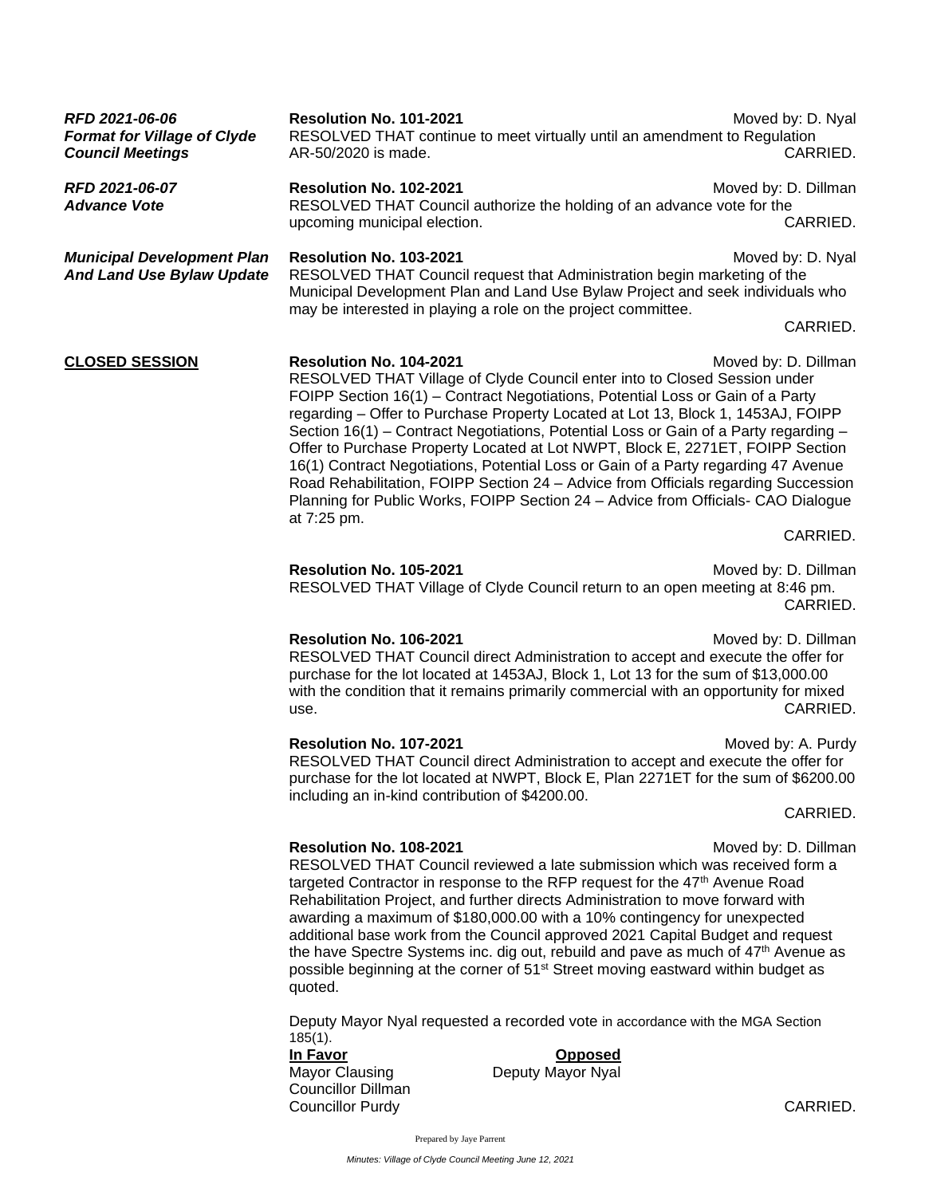***RFD 2021-06-06***
***Format for Village of Clyde Council Meetings***

**Resolution No. 101-2021** Moved by: D. Nyal

RESOLVED THAT continue to meet virtually until an amendment to Regulation AR-50/2020 is made. CARRIED.

***RFD 2021-06-07***
***Advance Vote***

**Resolution No. 102-2021** Moved by: D. Dillman

RESOLVED THAT Council authorize the holding of an advance vote for the upcoming municipal election. CARRIED.

***Municipal Development Plan And Land Use Bylaw Update***

**Resolution No. 103-2021** Moved by: D. Nyal

RESOLVED THAT Council request that Administration begin marketing of the Municipal Development Plan and Land Use Bylaw Project and seek individuals who may be interested in playing a role on the project committee.

CARRIED.

**CLOSED SESSION**

**Resolution No. 104-2021** Moved by: D. Dillman

RESOLVED THAT Village of Clyde Council enter into to Closed Session under FOIPP Section 16(1) – Contract Negotiations, Potential Loss or Gain of a Party regarding – Offer to Purchase Property Located at Lot 13, Block 1, 1453AJ, FOIPP Section 16(1) – Contract Negotiations, Potential Loss or Gain of a Party regarding – Offer to Purchase Property Located at Lot NWPT, Block E, 2271ET, FOIPP Section 16(1) Contract Negotiations, Potential Loss or Gain of a Party regarding 47 Avenue Road Rehabilitation, FOIPP Section 24 – Advice from Officials regarding Succession Planning for Public Works, FOIPP Section 24 – Advice from Officials- CAO Dialogue at 7:25 pm.

CARRIED.

**Resolution No. 105-2021** Moved by: D. Dillman

RESOLVED THAT Village of Clyde Council return to an open meeting at 8:46 pm. CARRIED.

**Resolution No. 106-2021** Moved by: D. Dillman

RESOLVED THAT Council direct Administration to accept and execute the offer for purchase for the lot located at 1453AJ, Block 1, Lot 13 for the sum of $13,000.00 with the condition that it remains primarily commercial with an opportunity for mixed use. CARRIED.

**Resolution No. 107-2021** Moved by: A. Purdy

RESOLVED THAT Council direct Administration to accept and execute the offer for purchase for the lot located at NWPT, Block E, Plan 2271ET for the sum of $6200.00 including an in-kind contribution of $4200.00.

CARRIED.

**Resolution No. 108-2021** Moved by: D. Dillman

RESOLVED THAT Council reviewed a late submission which was received form a targeted Contractor in response to the RFP request for the 47th Avenue Road Rehabilitation Project, and further directs Administration to move forward with awarding a maximum of $180,000.00 with a 10% contingency for unexpected additional base work from the Council approved 2021 Capital Budget and request the have Spectre Systems inc. dig out, rebuild and pave as much of 47th Avenue as possible beginning at the corner of 51st Street moving eastward within budget as quoted.

Deputy Mayor Nyal requested a recorded vote in accordance with the MGA Section 185(1).

| **In Favor** | **Opposed** |
| --- | --- |
| Mayor Clausing | Deputy Mayor Nyal |
| Councillor Dillman | |
| Councillor Purdy | |

CARRIED.

Prepared by Jaye Parrent

*Minutes: Village of Clyde Council Meeting June 12, 2021*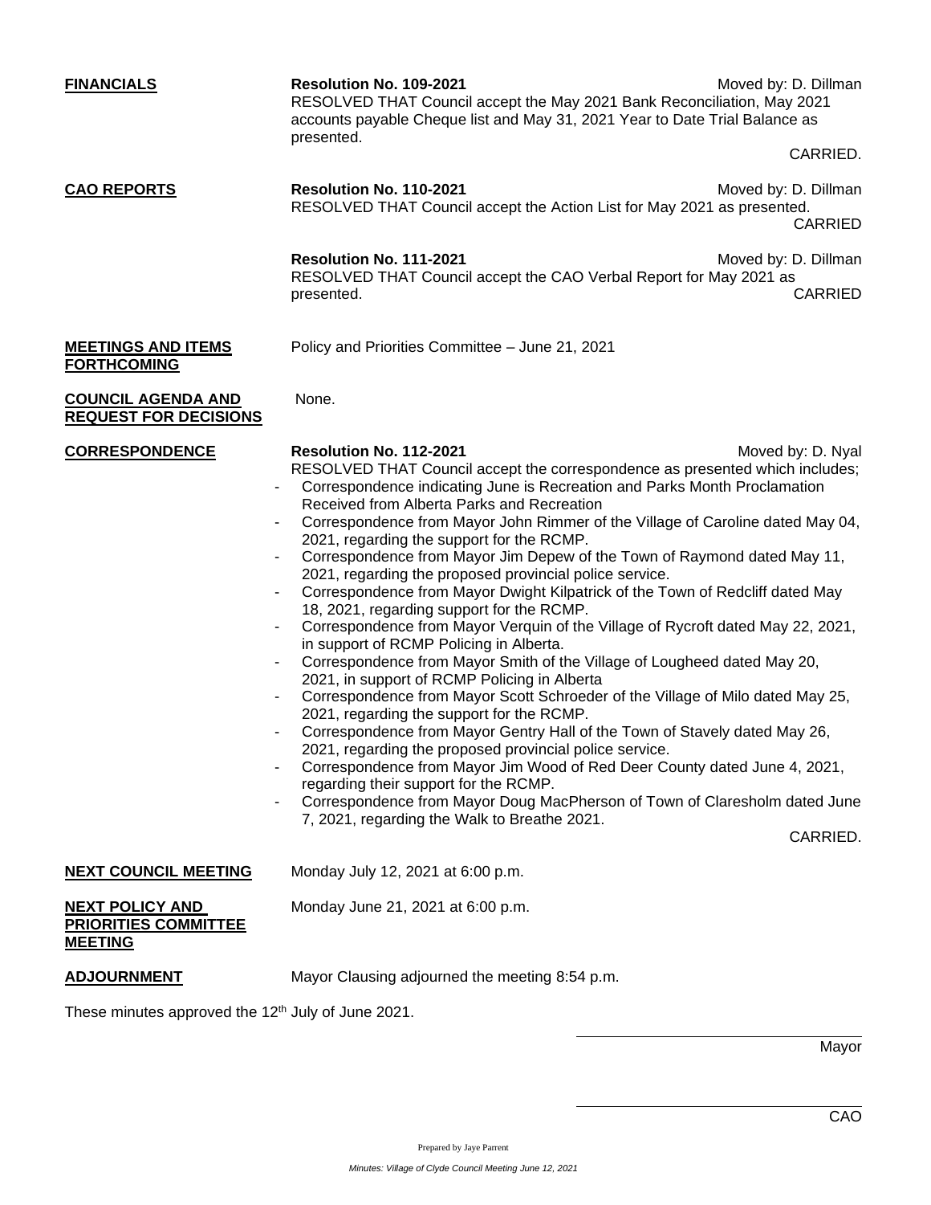**FINANCIALS**

**Resolution No. 109-2021** Moved by: D. Dillman

RESOLVED THAT Council accept the May 2021 Bank Reconciliation, May 2021 accounts payable Cheque list and May 31, 2021 Year to Date Trial Balance as presented.

CARRIED.

**CAO REPORTS**

**Resolution No. 110-2021** Moved by: D. Dillman

RESOLVED THAT Council accept the Action List for May 2021 as presented.

CARRIED

**Resolution No. 111-2021** Moved by: D. Dillman

RESOLVED THAT Council accept the CAO Verbal Report for May 2021 as presented.

CARRIED

**MEETINGS AND ITEMS FORTHCOMING**

Policy and Priorities Committee – June 21, 2021

**COUNCIL AGENDA AND REQUEST FOR DECISIONS**

None.

**CORRESPONDENCE**

**Resolution No. 112-2021** Moved by: D. Nyal

RESOLVED THAT Council accept the correspondence as presented which includes;

- Correspondence indicating June is Recreation and Parks Month Proclamation Received from Alberta Parks and Recreation
- Correspondence from Mayor John Rimmer of the Village of Caroline dated May 04, 2021, regarding the support for the RCMP.
- Correspondence from Mayor Jim Depew of the Town of Raymond dated May 11, 2021, regarding the proposed provincial police service.
- Correspondence from Mayor Dwight Kilpatrick of the Town of Redcliff dated May 18, 2021, regarding support for the RCMP.
- Correspondence from Mayor Verquin of the Village of Rycroft dated May 22, 2021, in support of RCMP Policing in Alberta.
- Correspondence from Mayor Smith of the Village of Lougheed dated May 20, 2021, in support of RCMP Policing in Alberta
- Correspondence from Mayor Scott Schroeder of the Village of Milo dated May 25, 2021, regarding the support for the RCMP.
- Correspondence from Mayor Gentry Hall of the Town of Stavely dated May 26, 2021, regarding the proposed provincial police service.
- Correspondence from Mayor Jim Wood of Red Deer County dated June 4, 2021, regarding their support for the RCMP.
- Correspondence from Mayor Doug MacPherson of Town of Claresholm dated June 7, 2021, regarding the Walk to Breathe 2021.

CARRIED.

**NEXT COUNCIL MEETING**

Monday July 12, 2021 at 6:00 p.m.

**NEXT POLICY AND PRIORITIES COMMITTEE MEETING**

Monday June 21, 2021 at 6:00 p.m.

**ADJOURNMENT**

Mayor Clausing adjourned the meeting 8:54 p.m.

These minutes approved the 12th July of June 2021.

\_\_\_\_\_\_\_\_\_\_\_\_\_\_\_\_\_\_\_\_\_\_\_\_\_\_\_\_\_\_\_\_

Mayor

\_\_\_\_\_\_\_\_\_\_\_\_\_\_\_\_\_\_\_\_\_\_\_\_\_\_\_\_\_\_\_\_

CAO

Prepared by Jaye Parrent

*Minutes: Village of Clyde Council Meeting June 12, 2021*